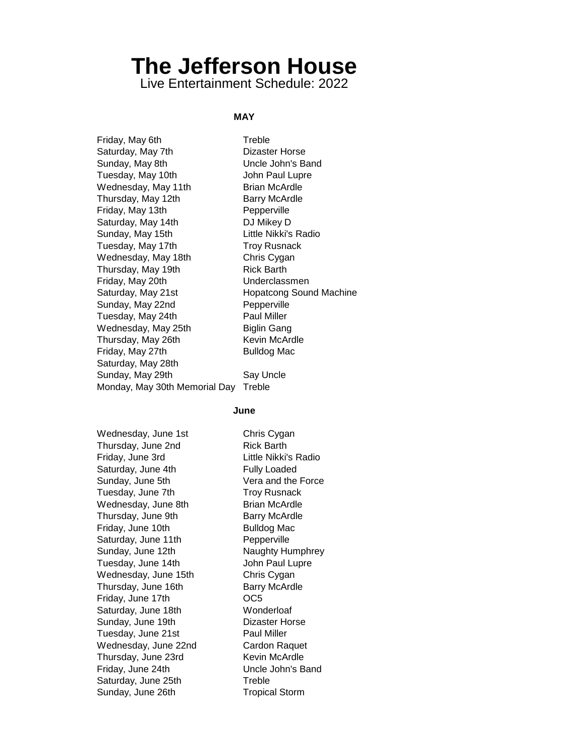# The Jefferson House

Live Entertainment Schedule: 2022

## MAY

| | |
|---|---|
| Friday, May 6th | Treble |
| Saturday, May 7th | Dizaster Horse |
| Sunday, May 8th | Uncle John's Band |
| Tuesday, May 10th | John Paul Lupre |
| Wednesday, May 11th | Brian McArdle |
| Thursday, May 12th | Barry McArdle |
| Friday, May 13th | Pepperville |
| Saturday, May 14th | DJ Mikey D |
| Sunday, May 15th | Little Nikki's Radio |
| Tuesday, May 17th | Troy Rusnack |
| Wednesday, May 18th | Chris Cygan |
| Thursday, May 19th | Rick Barth |
| Friday, May 20th | Underclassmen |
| Saturday, May 21st | Hopatcong Sound Machine |
| Sunday, May 22nd | Pepperville |
| Tuesday, May 24th | Paul Miller |
| Wednesday, May 25th | Biglin Gang |
| Thursday, May 26th | Kevin McArdle |
| Friday, May 27th | Bulldog Mac |
| Saturday, May 28th | |
| Sunday, May 29th | Say Uncle |
| Monday, May 30th Memorial Day | Treble |

## June

| | |
|---|---|
| Wednesday, June 1st | Chris Cygan |
| Thursday, June 2nd | Rick Barth |
| Friday, June 3rd | Little Nikki's Radio |
| Saturday, June 4th | Fully Loaded |
| Sunday, June 5th | Vera and the Force |
| Tuesday, June 7th | Troy Rusnack |
| Wednesday, June 8th | Brian McArdle |
| Thursday, June 9th | Barry McArdle |
| Friday, June 10th | Bulldog Mac |
| Saturday, June 11th | Pepperville |
| Sunday, June 12th | Naughty Humphrey |
| Tuesday, June 14th | John Paul Lupre |
| Wednesday, June 15th | Chris Cygan |
| Thursday, June 16th | Barry McArdle |
| Friday, June 17th | OC5 |
| Saturday, June 18th | Wonderloaf |
| Sunday, June 19th | Dizaster Horse |
| Tuesday, June 21st | Paul Miller |
| Wednesday, June 22nd | Cardon Raquet |
| Thursday, June 23rd | Kevin McArdle |
| Friday, June 24th | Uncle John's Band |
| Saturday, June 25th | Treble |
| Sunday, June 26th | Tropical Storm |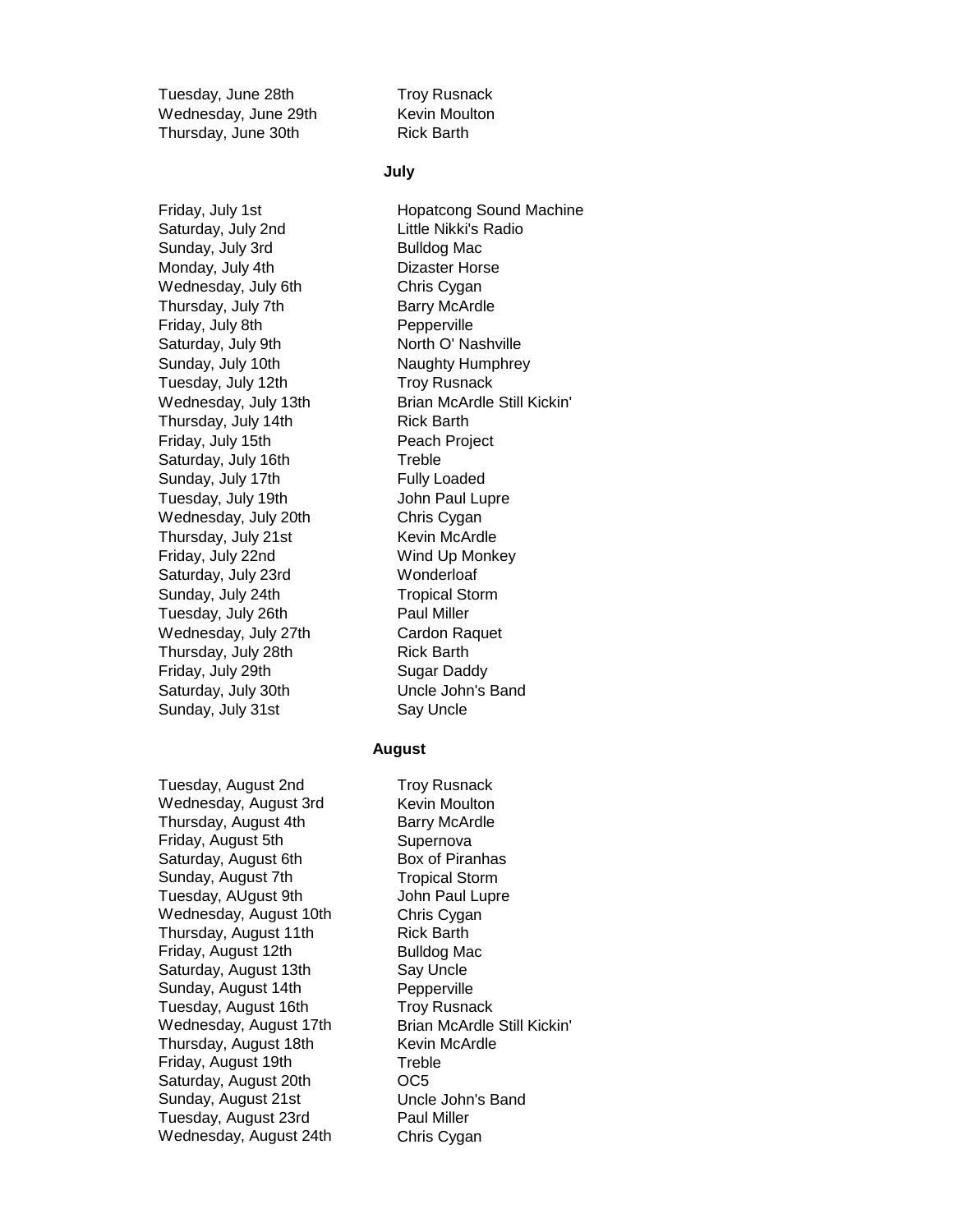| | |
|---|---|
| Tuesday, June 28th | Troy Rusnack |
| Wednesday, June 29th | Kevin Moulton |
| Thursday, June 30th | Rick Barth |

**July**

| | |
|---|---|
| Friday, July 1st | Hopatcong Sound Machine |
| Saturday, July 2nd | Little Nikki's Radio |
| Sunday, July 3rd | Bulldog Mac |
| Monday, July 4th | Dizaster Horse |
| Wednesday, July 6th | Chris Cygan |
| Thursday, July 7th | Barry McArdle |
| Friday, July 8th | Pepperville |
| Saturday, July 9th | North O' Nashville |
| Sunday, July 10th | Naughty Humphrey |
| Tuesday, July 12th | Troy Rusnack |
| Wednesday, July 13th | Brian McArdle Still Kickin' |
| Thursday, July 14th | Rick Barth |
| Friday, July 15th | Peach Project |
| Saturday, July 16th | Treble |
| Sunday, July 17th | Fully Loaded |
| Tuesday, July 19th | John Paul Lupre |
| Wednesday, July 20th | Chris Cygan |
| Thursday, July 21st | Kevin McArdle |
| Friday, July 22nd | Wind Up Monkey |
| Saturday, July 23rd | Wonderloaf |
| Sunday, July 24th | Tropical Storm |
| Tuesday, July 26th | Paul Miller |
| Wednesday, July 27th | Cardon Raquet |
| Thursday, July 28th | Rick Barth |
| Friday, July 29th | Sugar Daddy |
| Saturday, July 30th | Uncle John's Band |
| Sunday, July 31st | Say Uncle |

**August**

| | |
|---|---|
| Tuesday, August 2nd | Troy Rusnack |
| Wednesday, August 3rd | Kevin Moulton |
| Thursday, August 4th | Barry McArdle |
| Friday, August 5th | Supernova |
| Saturday, August 6th | Box of Piranhas |
| Sunday, August 7th | Tropical Storm |
| Tuesday, AUgust 9th | John Paul Lupre |
| Wednesday, August 10th | Chris Cygan |
| Thursday, August 11th | Rick Barth |
| Friday, August 12th | Bulldog Mac |
| Saturday, August 13th | Say Uncle |
| Sunday, August 14th | Pepperville |
| Tuesday, August 16th | Troy Rusnack |
| Wednesday, August 17th | Brian McArdle Still Kickin' |
| Thursday, August 18th | Kevin McArdle |
| Friday, August 19th | Treble |
| Saturday, August 20th | OC5 |
| Sunday, August 21st | Uncle John's Band |
| Tuesday, August 23rd | Paul Miller |
| Wednesday, August 24th | Chris Cygan |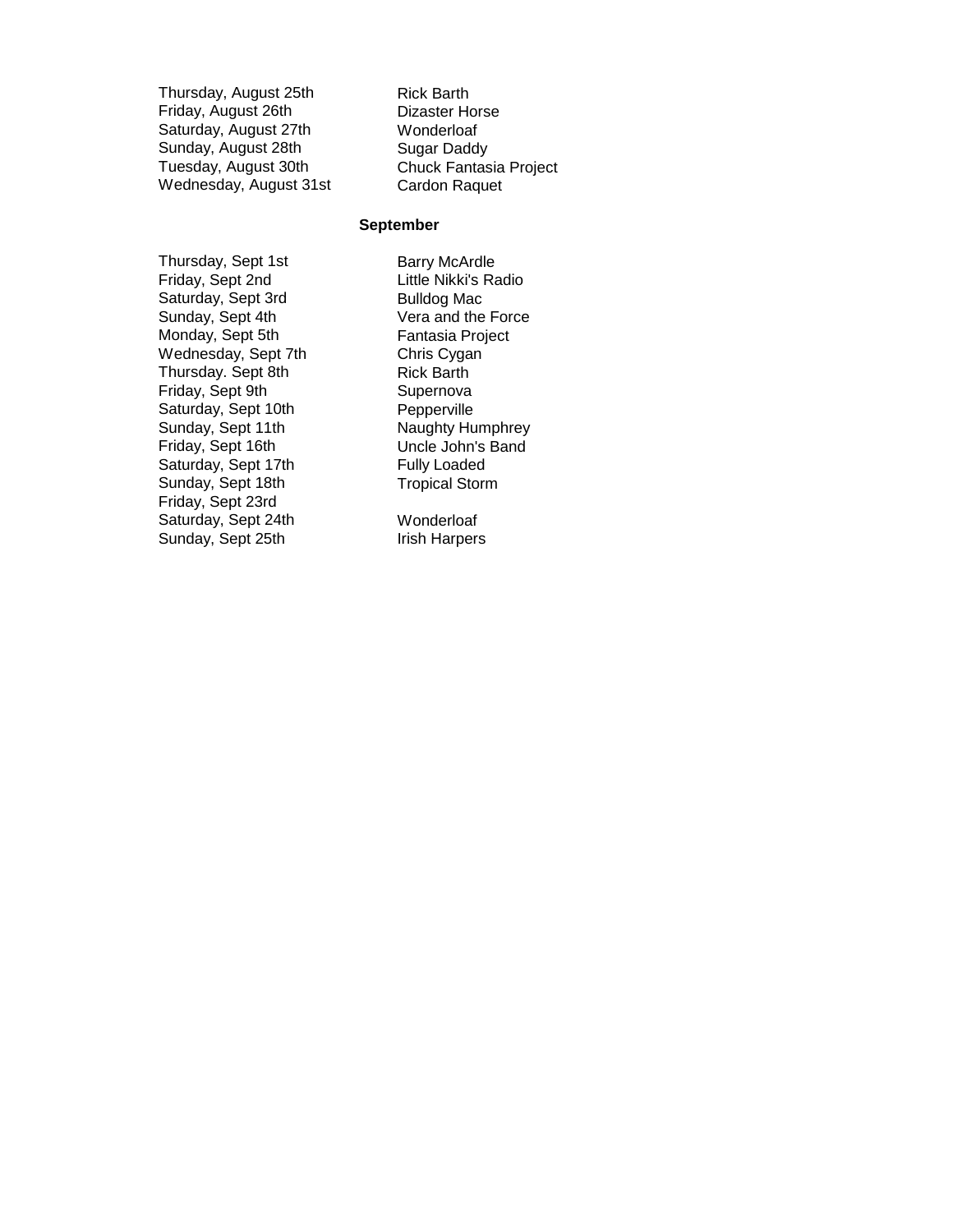| | |
|---|---|
| Thursday, August 25th | Rick Barth |
| Friday, August 26th | Dizaster Horse |
| Saturday, August 27th | Wonderloaf |
| Sunday, August 28th | Sugar Daddy |
| Tuesday, August 30th | Chuck Fantasia Project |
| Wednesday, August 31st | Cardon Raquet |

**September**

| | |
|---|---|
| Thursday, Sept 1st | Barry McArdle |
| Friday, Sept 2nd | Little Nikki's Radio |
| Saturday, Sept 3rd | Bulldog Mac |
| Sunday, Sept 4th | Vera and the Force |
| Monday, Sept 5th | Fantasia Project |
| Wednesday, Sept 7th | Chris Cygan |
| Thursday. Sept 8th | Rick Barth |
| Friday, Sept 9th | Supernova |
| Saturday, Sept 10th | Pepperville |
| Sunday, Sept 11th | Naughty Humphrey |
| Friday, Sept 16th | Uncle John's Band |
| Saturday, Sept 17th | Fully Loaded |
| Sunday, Sept 18th | Tropical Storm |
| Friday, Sept 23rd | |
| Saturday, Sept 24th | Wonderloaf |
| Sunday, Sept 25th | Irish Harpers |